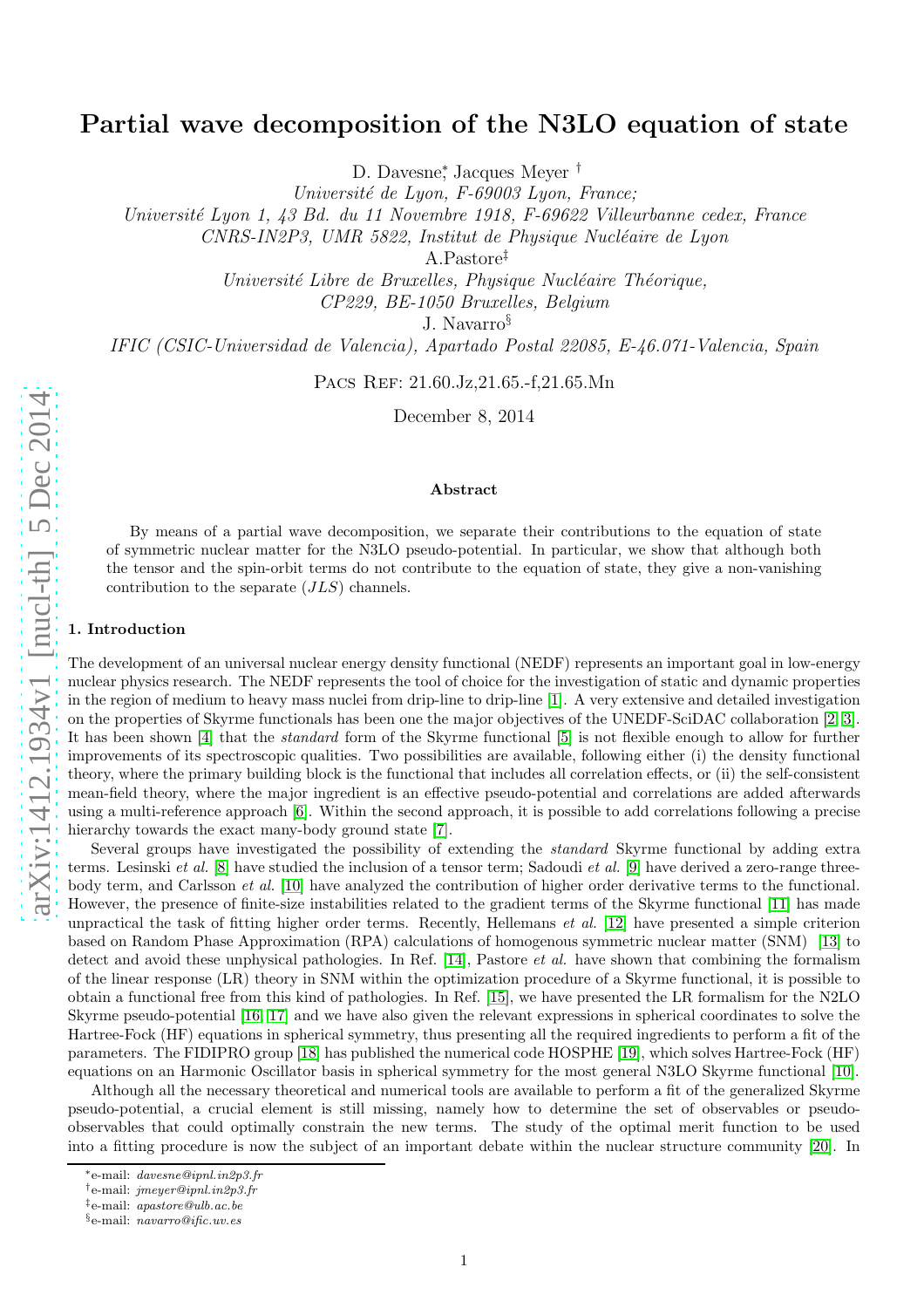# Partial wave decomposition of the N3LO equation of state

D. Davesne[*], Jacques Meyer [†]

*Université de Lyon, F-69003 Lyon, France;*

*Université Lyon 1, 43 Bd. du 11 Novembre 1918, F-69622 Villeurbanne cedex, France*

*CNRS-IN2P3, UMR 5822, Institut de Physique Nucléaire de Lyon*

A.Pastore[‡]

*Université Libre de Bruxelles, Physique Nucléaire Théorique,*

*CP229, BE-1050 Bruxelles, Belgium*

J. Navarro[§]

*IFIC (CSIC-Universidad de Valencia), Apartado Postal 22085, E-46.071-Valencia, Spain*

Pacs Ref: 21.60.Jz,21.65.-f,21.65.Mn

December 8, 2014

### Abstract

By means of a partial wave decomposition, we separate their contributions to the equation of state of symmetric nuclear matter for the N3LO pseudo-potential. In particular, we show that although both the tensor and the spin-orbit terms do not contribute to the equation of state, they give a non-vanishing contribution to the separate $(JLS)$ channels.

## 1. Introduction

The development of an universal nuclear energy density functional (NEDF) represents an important goal in low-energy nuclear physics research. The NEDF represents the tool of choice for the investigation of static and dynamic properties in the region of medium to heavy mass nuclei from drip-line to drip-line [1]. A very extensive and detailed investigation on the properties of Skyrme functionals has been one the major objectives of the UNEDF-SciDAC collaboration [2, 3]. It has been shown [4] that the *standard* form of the Skyrme functional [5] is not flexible enough to allow for further improvements of its spectroscopic qualities. Two possibilities are available, following either (i) the density functional theory, where the primary building block is the functional that includes all correlation effects, or (ii) the self-consistent mean-field theory, where the major ingredient is an effective pseudo-potential and correlations are added afterwards using a multi-reference approach [6]. Within the second approach, it is possible to add correlations following a precise hierarchy towards the exact many-body ground state [7].

Several groups have investigated the possibility of extending the *standard* Skyrme functional by adding extra terms. Lesinski *et al.* [8] have studied the inclusion of a tensor term; Sadoudi *et al.* [9] have derived a zero-range three-body term, and Carlsson *et al.* [10] have analyzed the contribution of higher order derivative terms to the functional. However, the presence of finite-size instabilities related to the gradient terms of the Skyrme functional [11] has made unpractical the task of fitting higher order terms. Recently, Hellemans *et al.* [12] have presented a simple criterion based on Random Phase Approximation (RPA) calculations of homogenous symmetric nuclear matter (SNM) [13] to detect and avoid these unphysical pathologies. In Ref. [14], Pastore *et al.* have shown that combining the formalism of the linear response (LR) theory in SNM within the optimization procedure of a Skyrme functional, it is possible to obtain a functional free from this kind of pathologies. In Ref. [15], we have presented the LR formalism for the N2LO Skyrme pseudo-potential [16, 17] and we have also given the relevant expressions in spherical coordinates to solve the Hartree-Fock (HF) equations in spherical symmetry, thus presenting all the required ingredients to perform a fit of the parameters. The FIDIPRO group [18] has published the numerical code HOSPHE [19], which solves Hartree-Fock (HF) equations on an Harmonic Oscillator basis in spherical symmetry for the most general N3LO Skyrme functional [10].

Although all the necessary theoretical and numerical tools are available to perform a fit of the generalized Skyrme pseudo-potential, a crucial element is still missing, namely how to determine the set of observables or pseudo-observables that could optimally constrain the new terms. The study of the optimal merit function to be used into a fitting procedure is now the subject of an important debate within the nuclear structure community [20]. In

[*] e-mail: *davesne@ipnl.in2p3.fr*

[†] e-mail: *jmeyer@ipnl.in2p3.fr*

[‡] e-mail: *apastore@ulb.ac.be*

[§] e-mail: *navarro@ific.uv.es*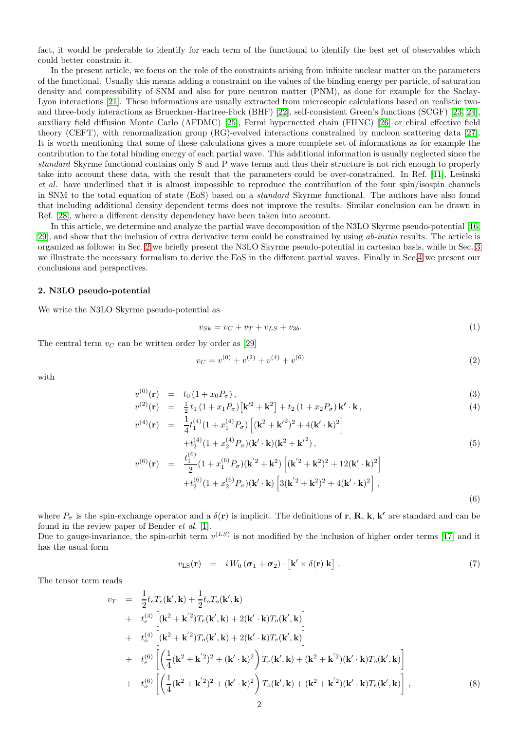fact, it would be preferable to identify for each term of the functional to identify the best set of observables which could better constrain it.

In the present article, we focus on the role of the constraints arising from infinite nuclear matter on the parameters of the functional. Usually this means adding a constraint on the values of the binding energy per particle, of saturation density and compressibility of SNM and also for pure neutron matter (PNM), as done for example for the Saclay-Lyon interactions [21]. These informations are usually extracted from microscopic calculations based on realistic two- and three-body interactions as Brueckner-Hartree-Fock (BHF) [22], self-consistent Green's functions (SCGF) [23, 24], auxiliary field diffusion Monte Carlo (AFDMC) [25], Fermi hypernetted chain (FHNC) [26] or chiral effective field theory (CEFT), with renormalization group (RG)-evolved interactions constrained by nucleon scattering data [27]. It is worth mentioning that some of these calculations gives a more complete set of informations as for example the contribution to the total binding energy of each partial wave. This additional information is usually neglected since the *standard* Skyrme functional contains only S and P wave terms and thus their structure is not rich enough to properly take into account these data, with the result that the parameters could be over-constrained. In Ref. [11], Lesinski *et al.* have underlined that it is almost impossible to reproduce the contribution of the four spin/isospin channels in SNM to the total equation of state (EoS) based on a *standard* Skyrme functional. The authors have also found that including additional density dependent terms does not improve the results. Similar conclusion can be drawn in Ref. [28], where a different density dependency have been taken into account.

In this article, we determine and analyze the partial wave decomposition of the N3LO Skyrme pseudo-potential [16, 29], and show that the inclusion of extra derivative term could be constrained by using *ab-initio* results. The article is organized as follows: in Sec. 2 we briefly present the N3LO Skyrme pseudo-potential in cartesian basis, while in Sec. 3 we illustrate the necessary formalism to derive the EoS in the different partial waves. Finally in Sec.4 we present our conclusions and perspectives.

## 2. N3LO pseudo-potential

We write the N3LO Skyrme pseudo-potential as

$$v_{Sk} = v_C + v_T + v_{LS} + v_{3b}. \tag{1}$$

The central term $v_C$ can be written order by order as [29]

$$v_C = v^{(0)} + v^{(2)} + v^{(4)} + v^{(6)} \tag{2}$$

with

$$v^{(0)}(\mathbf{r}) = t_0\,(1 + x_0 P_\sigma)\,, \tag{3}$$

$$v^{(2)}(\mathbf{r}) = \tfrac{1}{2} t_1\,(1 + x_1 P_\sigma)\big[\mathbf{k}'^2 + \mathbf{k}^2\big] + t_2\,(1 + x_2 P_\sigma)\,\mathbf{k}' \cdot \mathbf{k}\,, \tag{4}$$

$$\begin{aligned} v^{(4)}(\mathbf{r}) = {} & \frac{1}{4} t_1^{(4)} (1 + x_1^{(4)} P_\sigma) \left[ (\mathbf{k}^2 + \mathbf{k}'^2)^2 + 4(\mathbf{k}' \cdot \mathbf{k})^2 \right] \\ & + t_2^{(4)} (1 + x_2^{(4)} P_\sigma) (\mathbf{k}' \cdot \mathbf{k})(\mathbf{k}^2 + \mathbf{k}'^2)\,, \end{aligned} \tag{5}$$

$$\begin{aligned} v^{(6)}(\mathbf{r}) = {} & \frac{t_1^{(6)}}{2} (1 + x_1^{(6)} P_\sigma)(\mathbf{k}'^2 + \mathbf{k}^2) \left[ (\mathbf{k}'^2 + \mathbf{k}^2)^2 + 12(\mathbf{k}' \cdot \mathbf{k})^2 \right] \\ & + t_2^{(6)} (1 + x_2^{(6)} P_\sigma)(\mathbf{k}' \cdot \mathbf{k}) \left[ 3(\mathbf{k}'^2 + \mathbf{k}^2)^2 + 4(\mathbf{k}' \cdot \mathbf{k})^2 \right], \end{aligned} \tag{6}$$

where $P_\sigma$ is the spin-exchange operator and a $\delta(\mathbf{r})$ is implicit. The definitions of $\mathbf{r}$, $\mathbf{R}$, $\mathbf{k}$, $\mathbf{k}'$ are standard and can be found in the review paper of Bender *et al.* [1].

Due to gauge-invariance, the spin-orbit term $v^{(LS)}$ is not modified by the inclusion of higher order terms [17] and it has the usual form

$$v_{\rm LS}(\mathbf{r}) = i\,W_0\,(\boldsymbol{\sigma}_1 + \boldsymbol{\sigma}_2) \cdot \left[ \mathbf{k}' \times \delta(\mathbf{r})\,\mathbf{k} \right]. \tag{7}$$

The tensor term reads

$$\begin{aligned} v_T = {} & \frac{1}{2} t_e T_e(\mathbf{k}', \mathbf{k}) + \frac{1}{2} t_o T_o(\mathbf{k}', \mathbf{k}) \\ & + t_e^{(4)} \left[ (\mathbf{k}^2 + \mathbf{k}'^2) T_e(\mathbf{k}', \mathbf{k}) + 2(\mathbf{k}' \cdot \mathbf{k}) T_o(\mathbf{k}', \mathbf{k}) \right] \\ & + t_o^{(4)} \left[ (\mathbf{k}^2 + \mathbf{k}'^2) T_o(\mathbf{k}', \mathbf{k}) + 2(\mathbf{k}' \cdot \mathbf{k}) T_e(\mathbf{k}', \mathbf{k}) \right] \\ & + t_e^{(6)} \left[ \left( \frac{1}{4} (\mathbf{k}^2 + \mathbf{k}'^2)^2 + (\mathbf{k}' \cdot \mathbf{k})^2 \right) T_e(\mathbf{k}', \mathbf{k}) + (\mathbf{k}^2 + \mathbf{k}'^2)(\mathbf{k}' \cdot \mathbf{k}) T_o(\mathbf{k}', \mathbf{k}) \right] \\ & + t_o^{(6)} \left[ \left( \frac{1}{4} (\mathbf{k}^2 + \mathbf{k}'^2)^2 + (\mathbf{k}' \cdot \mathbf{k})^2 \right) T_o(\mathbf{k}', \mathbf{k}) + (\mathbf{k}^2 + \mathbf{k}'^2)(\mathbf{k}' \cdot \mathbf{k}) T_e(\mathbf{k}', \mathbf{k}) \right], \end{aligned} \tag{8}$$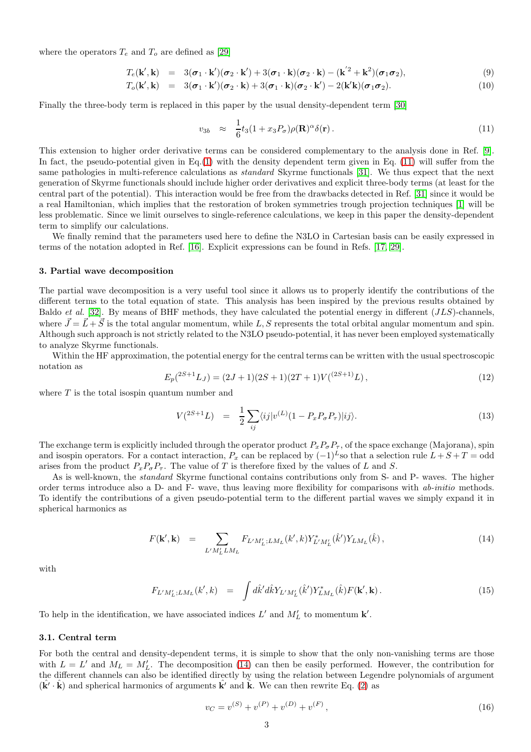where the operators $T_e$ and $T_o$ are defined as [29]

$$
\begin{aligned}
T_e(\mathbf{k}',\mathbf{k}) &= 3(\boldsymbol{\sigma}_1\cdot\mathbf{k}')(\boldsymbol{\sigma}_2\cdot\mathbf{k}') + 3(\boldsymbol{\sigma}_1\cdot\mathbf{k})(\boldsymbol{\sigma}_2\cdot\mathbf{k}) - (\mathbf{k}'^2+\mathbf{k}^2)(\boldsymbol{\sigma}_1\boldsymbol{\sigma}_2), &(9)\\
T_o(\mathbf{k}',\mathbf{k}) &= 3(\boldsymbol{\sigma}_1\cdot\mathbf{k}')(\boldsymbol{\sigma}_2\cdot\mathbf{k}) + 3(\boldsymbol{\sigma}_1\cdot\mathbf{k})(\boldsymbol{\sigma}_2\cdot\mathbf{k}') - 2(\mathbf{k}'\mathbf{k})(\boldsymbol{\sigma}_1\boldsymbol{\sigma}_2). &(10)
\end{aligned}
$$

Finally the three-body term is replaced in this paper by the usual density-dependent term [30]

$$
v_{3b} \approx \frac{1}{6}t_3(1+x_3P_\sigma)\rho(\mathbf{R})^\alpha\delta(\mathbf{r})\,. \tag{11}
$$

This extension to higher order derivative terms can be considered complementary to the analysis done in Ref. [9]. In fact, the pseudo-potential given in Eq.(1) with the density dependent term given in Eq. (11) will suffer from the same pathologies in multi-reference calculations as *standard* Skyrme functionals [31]. We thus expect that the next generation of Skyrme functionals should include higher order derivatives and explicit three-body terms (at least for the central part of the potential). This interaction would be free from the drawbacks detected in Ref. [31] since it would be a real Hamiltonian, which implies that the restoration of broken symmetries trough projection techniques [1] will be less problematic. Since we limit ourselves to single-reference calculations, we keep in this paper the density-dependent term to simplify our calculations.

We finally remind that the parameters used here to define the N3LO in Cartesian basis can be easily expressed in terms of the notation adopted in Ref. [16]. Explicit expressions can be found in Refs. [17, 29].

### 3. Partial wave decomposition

The partial wave decomposition is a very useful tool since it allows us to properly identify the contributions of the different terms to the total equation of state. This analysis has been inspired by the previous results obtained by Baldo *et al.* [32]. By means of BHF methods, they have calculated the potential energy in different ($JLS$)-channels, where $\vec{J}=\vec{L}+\vec{S}$ is the total angular momentum, while $L,S$ represents the total orbital angular momentum and spin. Although such approach is not strictly related to the N3LO pseudo-potential, it has never been employed systematically to analyze Skyrme functionals.

Within the HF approximation, the potential energy for the central terms can be written with the usual spectroscopic notation as

$$
E_p(^{2S+1}L_J) = (2J+1)(2S+1)(2T+1)V(^{(2S+1)}L)\,, \tag{12}
$$

where $T$ is the total isospin quantum number and

$$
V(^{2S+1}L) = \frac{1}{2}\sum_{ij}\langle ij|v^{(L)}(1-P_xP_\sigma P_\tau)|ij\rangle. \tag{13}
$$

The exchange term is explicitly included through the operator product $P_xP_\sigma P_\tau$, of the space exchange (Majorana), spin and isospin operators. For a contact interaction, $P_x$ can be replaced by $(-1)^L$so that a selection rule $L+S+T=$ odd arises from the product $P_xP_\sigma P_\tau$. The value of $T$ is therefore fixed by the values of $L$ and $S$.

As is well-known, the *standard* Skyrme functional contains contributions only from S- and P- waves. The higher order terms introduce also a D- and F- wave, thus leaving more flexibility for comparisons with *ab-initio* methods. To identify the contributions of a given pseudo-potential term to the different partial waves we simply expand it in spherical harmonics as

$$
F(\mathbf{k}',\mathbf{k}) = \sum_{L'M_L'LM_L} F_{L'M_L';LM_L}(k',k)Y^*_{L'M_L'}(\hat{k}')Y_{LM_L}(\hat{k})\,, \tag{14}
$$

with

$$
F_{L'M_L';LM_L}(k',k) = \int d\hat{k}'d\hat{k}Y_{L'M_L'}(\hat{k}')Y^*_{LM_L}(\hat{k})F(\mathbf{k}',\mathbf{k})\,. \tag{15}
$$

To help in the identification, we have associated indices $L'$ and $M_L'$ to momentum $\mathbf{k}'$.

#### 3.1. Central term

For both the central and density-dependent terms, it is simple to show that the only non-vanishing terms are those with $L=L'$ and $M_L=M_L'$. The decomposition (14) can then be easily performed. However, the contribution for the different channels can also be identified directly by using the relation between Legendre polynomials of argument $(\hat{\mathbf{k}}'\cdot\hat{\mathbf{k}})$ and spherical harmonics of arguments $\hat{\mathbf{k}}'$ and $\hat{\mathbf{k}}$. We can then rewrite Eq. (2) as

$$
v_C = v^{(S)} + v^{(P)} + v^{(D)} + v^{(F)}\,, \tag{16}
$$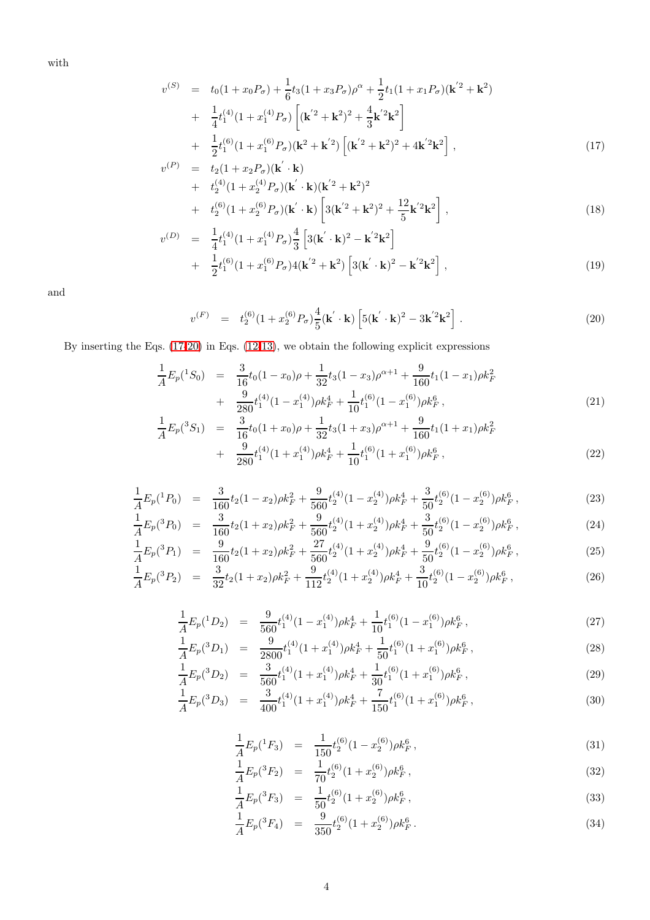with

$$
\begin{aligned}
v^{(S)} &= t_0(1+x_0P_\sigma) + \frac{1}{6}t_3(1+x_3P_\sigma)\rho^\alpha + \frac{1}{2}t_1(1+x_1P_\sigma)(\mathbf{k}'^2+\mathbf{k}^2) \\
&+ \frac{1}{4}t_1^{(4)}(1+x_1^{(4)}P_\sigma)\left[(\mathbf{k}'^2+\mathbf{k}^2)^2 + \frac{4}{3}\mathbf{k}'^2\mathbf{k}^2\right] \\
&+ \frac{1}{2}t_1^{(6)}(1+x_1^{(6)}P_\sigma)(\mathbf{k}^2+\mathbf{k}'^2)\left[(\mathbf{k}'^2+\mathbf{k}^2)^2 + 4\mathbf{k}'^2\mathbf{k}^2\right], 
\end{aligned}
\tag{17}
$$

$$
\begin{aligned}
v^{(P)} &= t_2(1+x_2P_\sigma)(\mathbf{k}'\cdot\mathbf{k}) \\
&+ t_2^{(4)}(1+x_2^{(4)}P_\sigma)(\mathbf{k}'\cdot\mathbf{k})(\mathbf{k}'^2+\mathbf{k}^2)^2 \\
&+ t_2^{(6)}(1+x_2^{(6)}P_\sigma)(\mathbf{k}'\cdot\mathbf{k})\left[3(\mathbf{k}'^2+\mathbf{k}^2)^2 + \frac{12}{5}\mathbf{k}'^2\mathbf{k}^2\right],
\end{aligned}
\tag{18}
$$

$$
\begin{aligned}
v^{(D)} &= \frac{1}{4}t_1^{(4)}(1+x_1^{(4)}P_\sigma)\frac{4}{3}\left[3(\mathbf{k}'\cdot\mathbf{k})^2 - \mathbf{k}'^2\mathbf{k}^2\right] \\
&+ \frac{1}{2}t_1^{(6)}(1+x_1^{(6)}P_\sigma)4(\mathbf{k}'^2+\mathbf{k}^2)\left[3(\mathbf{k}'\cdot\mathbf{k})^2 - \mathbf{k}'^2\mathbf{k}^2\right],
\end{aligned}
\tag{19}
$$

and

$$
v^{(F)} = t_2^{(6)}(1+x_2^{(6)}P_\sigma)\frac{4}{5}(\mathbf{k}'\cdot\mathbf{k})\left[5(\mathbf{k}'\cdot\mathbf{k})^2 - 3\mathbf{k}'^2\mathbf{k}^2\right]. \tag{20}
$$

By inserting the Eqs. (17-20) in Eqs. (12-13), we obtain the following explicit expressions

$$
\begin{aligned}
\frac{1}{A}E_p(^1S_0) &= \frac{3}{16}t_0(1-x_0)\rho + \frac{1}{32}t_3(1-x_3)\rho^{\alpha+1} + \frac{9}{160}t_1(1-x_1)\rho k_F^2 \\
&+ \frac{9}{280}t_1^{(4)}(1-x_1^{(4)})\rho k_F^4 + \frac{1}{10}t_1^{(6)}(1-x_1^{(6)})\rho k_F^6,
\end{aligned}
\tag{21}
$$

$$
\begin{aligned}
\frac{1}{A}E_p(^3S_1) &= \frac{3}{16}t_0(1+x_0)\rho + \frac{1}{32}t_3(1+x_3)\rho^{\alpha+1} + \frac{9}{160}t_1(1+x_1)\rho k_F^2 \\
&+ \frac{9}{280}t_1^{(4)}(1+x_1^{(4)})\rho k_F^4 + \frac{1}{10}t_1^{(6)}(1+x_1^{(6)})\rho k_F^6,
\end{aligned}
\tag{22}
$$

$$
\frac{1}{A}E_p(^1P_0) = \frac{3}{160}t_2(1-x_2)\rho k_F^2 + \frac{9}{560}t_2^{(4)}(1-x_2^{(4)})\rho k_F^4 + \frac{3}{50}t_2^{(6)}(1-x_2^{(6)})\rho k_F^6, \tag{23}
$$

$$
\frac{1}{A}E_p(^3P_0) = \frac{3}{160}t_2(1+x_2)\rho k_F^2 + \frac{9}{560}t_2^{(4)}(1+x_2^{(4)})\rho k_F^4 + \frac{3}{50}t_2^{(6)}(1-x_2^{(6)})\rho k_F^6, \tag{24}
$$

$$
\frac{1}{A}E_p(^3P_1) = \frac{9}{160}t_2(1+x_2)\rho k_F^2 + \frac{27}{560}t_2^{(4)}(1+x_2^{(4)})\rho k_F^4 + \frac{9}{50}t_2^{(6)}(1-x_2^{(6)})\rho k_F^6, \tag{25}
$$

$$
\frac{1}{A}E_p(^3P_2) = \frac{3}{32}t_2(1+x_2)\rho k_F^2 + \frac{9}{112}t_2^{(4)}(1+x_2^{(4)})\rho k_F^4 + \frac{3}{10}t_2^{(6)}(1-x_2^{(6)})\rho k_F^6, \tag{26}
$$

$$
\frac{1}{A}E_p(^1D_2) = \frac{9}{560}t_1^{(4)}(1-x_1^{(4)})\rho k_F^4 + \frac{1}{10}t_1^{(6)}(1-x_1^{(6)})\rho k_F^6, \tag{27}
$$

$$
\frac{1}{A}E_p(^3D_1) = \frac{9}{2800}t_1^{(4)}(1+x_1^{(4)})\rho k_F^4 + \frac{1}{50}t_1^{(6)}(1+x_1^{(6)})\rho k_F^6, \tag{28}
$$

$$
\frac{1}{A}E_p(^3D_2) = \frac{3}{560}t_1^{(4)}(1+x_1^{(4)})\rho k_F^4 + \frac{1}{30}t_1^{(6)}(1+x_1^{(6)})\rho k_F^6, \tag{29}
$$

$$
\frac{1}{A}E_p(^3D_3) = \frac{3}{400}t_1^{(4)}(1+x_1^{(4)})\rho k_F^4 + \frac{7}{150}t_1^{(6)}(1+x_1^{(6)})\rho k_F^6, \tag{30}
$$

$$
\frac{1}{A}E_p(^1F_3) = \frac{1}{150}t_2^{(6)}(1-x_2^{(6)})\rho k_F^6, \tag{31}
$$

$$
\frac{1}{A}E_p(^3F_2) = \frac{1}{70}t_2^{(6)}(1+x_2^{(6)})\rho k_F^6, \tag{32}
$$

$$
\frac{1}{A}E_p(^3F_3) = \frac{1}{50}t_2^{(6)}(1+x_2^{(6)})\rho k_F^6, \tag{33}
$$

$$
\frac{1}{A}E_p(^3F_4) = \frac{9}{350}t_2^{(6)}(1+x_2^{(6)})\rho k_F^6. \tag{34}
$$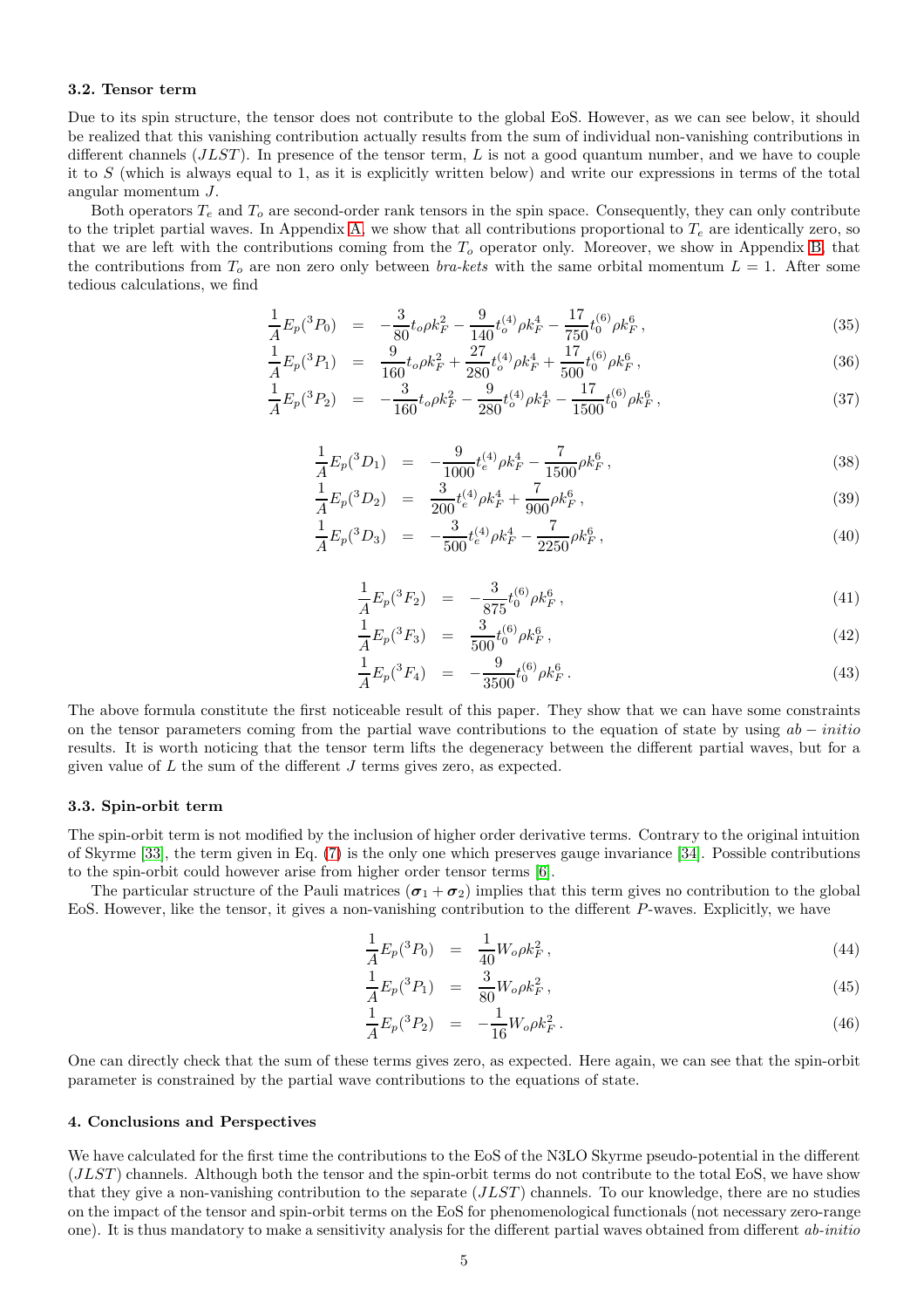### 3.2. Tensor term

Due to its spin structure, the tensor does not contribute to the global EoS. However, as we can see below, it should be realized that this vanishing contribution actually results from the sum of individual non-vanishing contributions in different channels ($JLST$). In presence of the tensor term, $L$ is not a good quantum number, and we have to couple it to $S$ (which is always equal to 1, as it is explicitly written below) and write our expressions in terms of the total angular momentum $J$.

Both operators $T_e$ and $T_o$ are second-order rank tensors in the spin space. Consequently, they can only contribute to the triplet partial waves. In Appendix A, we show that all contributions proportional to $T_e$ are identically zero, so that we are left with the contributions coming from the $T_o$ operator only. Moreover, we show in Appendix B, that the contributions from $T_o$ are non zero only between *bra-kets* with the same orbital momentum $L = 1$. After some tedious calculations, we find

$$\frac{1}{A}E_p(^3P_0) = -\frac{3}{80}t_o\rho k_F^2 - \frac{9}{140}t_o^{(4)}\rho k_F^4 - \frac{17}{750}t_0^{(6)}\rho k_F^6\,, \tag{35}$$

$$\frac{1}{A}E_p(^3P_1) = \frac{9}{160}t_o\rho k_F^2 + \frac{27}{280}t_o^{(4)}\rho k_F^4 + \frac{17}{500}t_0^{(6)}\rho k_F^6\,, \tag{36}$$

$$\frac{1}{A}E_p(^3P_2) = -\frac{3}{160}t_o\rho k_F^2 - \frac{9}{280}t_o^{(4)}\rho k_F^4 - \frac{17}{1500}t_0^{(6)}\rho k_F^6\,, \tag{37}$$

$$\frac{1}{A}E_p(^3D_1) = -\frac{9}{1000}t_e^{(4)}\rho k_F^4 - \frac{7}{1500}\rho k_F^6\,, \tag{38}$$

$$\frac{1}{A}E_p(^3D_2) = \frac{3}{200}t_e^{(4)}\rho k_F^4 + \frac{7}{900}\rho k_F^6\,, \tag{39}$$

$$\frac{1}{A}E_p(^3D_3) = -\frac{3}{500}t_e^{(4)}\rho k_F^4 - \frac{7}{2250}\rho k_F^6\,, \tag{40}$$

$$\frac{1}{A}E_p(^3F_2) = -\frac{3}{875}t_0^{(6)}\rho k_F^6\,, \tag{41}$$

$$\frac{1}{A}E_p(^3F_3) = \frac{3}{500}t_0^{(6)}\rho k_F^6\,, \tag{42}$$

$$\frac{1}{A}E_p(^3F_4) = -\frac{9}{3500}t_0^{(6)}\rho k_F^6\,. \tag{43}$$

The above formula constitute the first noticeable result of this paper. They show that we can have some constraints on the tensor parameters coming from the partial wave contributions to the equation of state by using $ab-initio$ results. It is worth noticing that the tensor term lifts the degeneracy between the different partial waves, but for a given value of $L$ the sum of the different $J$ terms gives zero, as expected.

### 3.3. Spin-orbit term

The spin-orbit term is not modified by the inclusion of higher order derivative terms. Contrary to the original intuition of Skyrme [33], the term given in Eq. (7) is the only one which preserves gauge invariance [34]. Possible contributions to the spin-orbit could however arise from higher order tensor terms [6].

The particular structure of the Pauli matrices ($\boldsymbol{\sigma}_1 + \boldsymbol{\sigma}_2$) implies that this term gives no contribution to the global EoS. However, like the tensor, it gives a non-vanishing contribution to the different $P$-waves. Explicitly, we have

$$\frac{1}{A}E_p(^3P_0) = \frac{1}{40}W_o\rho k_F^2\,, \tag{44}$$

$$\frac{1}{A}E_p(^3P_1) = \frac{3}{80}W_o\rho k_F^2\,, \tag{45}$$

$$\frac{1}{A}E_p(^3P_2) = -\frac{1}{16}W_o\rho k_F^2\,. \tag{46}$$

One can directly check that the sum of these terms gives zero, as expected. Here again, we can see that the spin-orbit parameter is constrained by the partial wave contributions to the equations of state.

## 4. Conclusions and Perspectives

We have calculated for the first time the contributions to the EoS of the N3LO Skyrme pseudo-potential in the different ($JLST$) channels. Although both the tensor and the spin-orbit terms do not contribute to the total EoS, we have show that they give a non-vanishing contribution to the separate ($JLST$) channels. To our knowledge, there are no studies on the impact of the tensor and spin-orbit terms on the EoS for phenomenological functionals (not necessary zero-range one). It is thus mandatory to make a sensitivity analysis for the different partial waves obtained from different *ab-initio*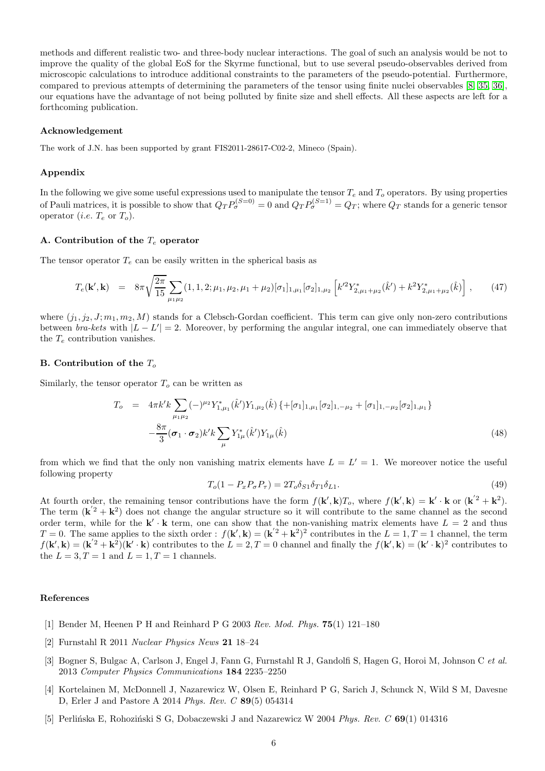methods and different realistic two- and three-body nuclear interactions. The goal of such an analysis would be not to improve the quality of the global EoS for the Skyrme functional, but to use several pseudo-observables derived from microscopic calculations to introduce additional constraints to the parameters of the pseudo-potential. Furthermore, compared to previous attempts of determining the parameters of the tensor using finite nuclei observables [8, 35, 36], our equations have the advantage of not being polluted by finite size and shell effects. All these aspects are left for a forthcoming publication.

### Acknowledgement

The work of J.N. has been supported by grant FIS2011-28617-C02-2, Mineco (Spain).

### Appendix

In the following we give some useful expressions used to manipulate the tensor $T_e$ and $T_o$ operators. By using properties of Pauli matrices, it is possible to show that $Q_T P_\sigma^{(S=0)} = 0$ and $Q_T P_\sigma^{(S=1)} = Q_T$; where $Q_T$ stands for a generic tensor operator (*i.e.* $T_e$ or $T_o$).

#### A. Contribution of the $T_e$ operator

The tensor operator $T_e$ can be easily written in the spherical basis as

$$T_e(\mathbf{k}', \mathbf{k}) = 8\pi\sqrt{\frac{2\pi}{15}} \sum_{\mu_1\mu_2} (1, 1, 2; \mu_1, \mu_2, \mu_1 + \mu_2)[\sigma_1]_{1,\mu_1}[\sigma_2]_{1,\mu_2} \left[k'^2 Y^*_{2,\mu_1+\mu_2}(\hat{k}') + k^2 Y^*_{2,\mu_1+\mu_2}(\hat{k})\right], \tag{47}$$

where $(j_1, j_2, J; m_1, m_2, M)$ stands for a Clebsch-Gordan coefficient. This term can give only non-zero contributions between *bra-kets* with $|L - L'| = 2$. Moreover, by performing the angular integral, one can immediately observe that the $T_e$ contribution vanishes.

#### B. Contribution of the $T_o$

Similarly, the tensor operator $T_o$ can be written as

$$\begin{aligned} T_o &= 4\pi k'k \sum_{\mu_1\mu_2} (-)^{\mu_2} Y^*_{1,\mu_1}(\hat{k}') Y_{1,\mu_2}(\hat{k}) \left\{+[\sigma_1]_{1,\mu_1}[\sigma_2]_{1,-\mu_2} + [\sigma_1]_{1,-\mu_2}[\sigma_2]_{1,\mu_1}\right\} \\ &\quad - \frac{8\pi}{3}(\boldsymbol{\sigma}_1 \cdot \boldsymbol{\sigma}_2) k'k \sum_\mu Y^*_{1\mu}(\hat{k}') Y_{1\mu}(\hat{k}) \end{aligned} \tag{48}$$

from which we find that the only non vanishing matrix elements have $L = L' = 1$. We moreover notice the useful following property

$$T_o(1 - P_x P_\sigma P_\tau) = 2T_o \delta_{S1}\delta_{T1}\delta_{L1}. \tag{49}$$

At fourth order, the remaining tensor contributions have the form $f(\mathbf{k}', \mathbf{k})T_o$, where $f(\mathbf{k}', \mathbf{k}) = \mathbf{k}' \cdot \mathbf{k}$ or $(\mathbf{k}'^2 + \mathbf{k}^2)$. The term $(\mathbf{k}'^2 + \mathbf{k}^2)$ does not change the angular structure so it will contribute to the same channel as the second order term, while for the $\mathbf{k}' \cdot \mathbf{k}$ term, one can show that the non-vanishing matrix elements have $L = 2$ and thus $T = 0$. The same applies to the sixth order : $f(\mathbf{k}', \mathbf{k}) = (\mathbf{k}'^2 + \mathbf{k}^2)^2$ contributes in the $L = 1, T = 1$ channel, the term $f(\mathbf{k}', \mathbf{k}) = (\mathbf{k}'^2 + \mathbf{k}^2)(\mathbf{k}' \cdot \mathbf{k})$ contributes to the $L = 2, T = 0$ channel and finally the $f(\mathbf{k}', \mathbf{k}) = (\mathbf{k}' \cdot \mathbf{k})^2$ contributes to the $L = 3, T = 1$ and $L = 1, T = 1$ channels.

### References

[1] Bender M, Heenen P H and Reinhard P G 2003 *Rev. Mod. Phys.* **75**(1) 121–180

[2] Furnstahl R 2011 *Nuclear Physics News* **21** 18–24

[3] Bogner S, Bulgac A, Carlson J, Engel J, Fann G, Furnstahl R J, Gandolfi S, Hagen G, Horoi M, Johnson C *et al.* 2013 *Computer Physics Communications* **184** 2235–2250

[4] Kortelainen M, McDonnell J, Nazarewicz W, Olsen E, Reinhard P G, Sarich J, Schunck N, Wild S M, Davesne D, Erler J and Pastore A 2014 *Phys. Rev. C* **89**(5) 054314

[5] Perlińska E, Rohoziński S G, Dobaczewski J and Nazarewicz W 2004 *Phys. Rev. C* **69**(1) 014316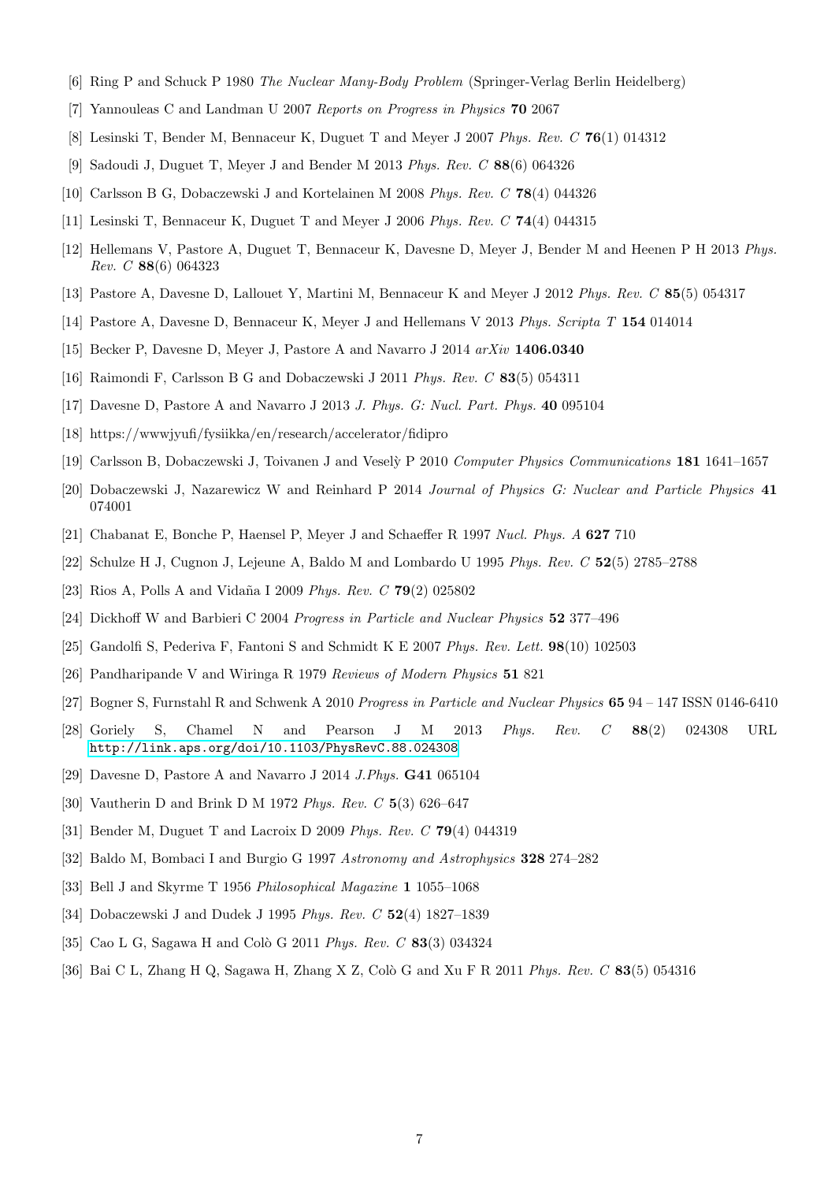[6] Ring P and Schuck P 1980 *The Nuclear Many-Body Problem* (Springer-Verlag Berlin Heidelberg)

[7] Yannouleas C and Landman U 2007 *Reports on Progress in Physics* **70** 2067

[8] Lesinski T, Bender M, Bennaceur K, Duguet T and Meyer J 2007 *Phys. Rev. C* **76**(1) 014312

[9] Sadoudi J, Duguet T, Meyer J and Bender M 2013 *Phys. Rev. C* **88**(6) 064326

[10] Carlsson B G, Dobaczewski J and Kortelainen M 2008 *Phys. Rev. C* **78**(4) 044326

[11] Lesinski T, Bennaceur K, Duguet T and Meyer J 2006 *Phys. Rev. C* **74**(4) 044315

[12] Hellemans V, Pastore A, Duguet T, Bennaceur K, Davesne D, Meyer J, Bender M and Heenen P H 2013 *Phys. Rev. C* **88**(6) 064323

[13] Pastore A, Davesne D, Lallouet Y, Martini M, Bennaceur K and Meyer J 2012 *Phys. Rev. C* **85**(5) 054317

[14] Pastore A, Davesne D, Bennaceur K, Meyer J and Hellemans V 2013 *Phys. Scripta T* **154** 014014

[15] Becker P, Davesne D, Meyer J, Pastore A and Navarro J 2014 *arXiv* **1406.0340**

[16] Raimondi F, Carlsson B G and Dobaczewski J 2011 *Phys. Rev. C* **83**(5) 054311

[17] Davesne D, Pastore A and Navarro J 2013 *J. Phys. G: Nucl. Part. Phys.* **40** 095104

[18] https://wwwjyufi/fysiikka/en/research/accelerator/fidipro

[19] Carlsson B, Dobaczewski J, Toivanen J and Veselỳ P 2010 *Computer Physics Communications* **181** 1641–1657

[20] Dobaczewski J, Nazarewicz W and Reinhard P 2014 *Journal of Physics G: Nuclear and Particle Physics* **41** 074001

[21] Chabanat E, Bonche P, Haensel P, Meyer J and Schaeffer R 1997 *Nucl. Phys. A* **627** 710

[22] Schulze H J, Cugnon J, Lejeune A, Baldo M and Lombardo U 1995 *Phys. Rev. C* **52**(5) 2785–2788

[23] Rios A, Polls A and Vidaña I 2009 *Phys. Rev. C* **79**(2) 025802

[24] Dickhoff W and Barbieri C 2004 *Progress in Particle and Nuclear Physics* **52** 377–496

[25] Gandolfi S, Pederiva F, Fantoni S and Schmidt K E 2007 *Phys. Rev. Lett.* **98**(10) 102503

[26] Pandharipande V and Wiringa R 1979 *Reviews of Modern Physics* **51** 821

[27] Bogner S, Furnstahl R and Schwenk A 2010 *Progress in Particle and Nuclear Physics* **65** 94 – 147 ISSN 0146-6410

[28] Goriely S, Chamel N and Pearson J M 2013 *Phys. Rev. C* **88**(2) 024308 URL http://link.aps.org/doi/10.1103/PhysRevC.88.024308

[29] Davesne D, Pastore A and Navarro J 2014 *J.Phys.* **G41** 065104

[30] Vautherin D and Brink D M 1972 *Phys. Rev. C* **5**(3) 626–647

[31] Bender M, Duguet T and Lacroix D 2009 *Phys. Rev. C* **79**(4) 044319

[32] Baldo M, Bombaci I and Burgio G 1997 *Astronomy and Astrophysics* **328** 274–282

[33] Bell J and Skyrme T 1956 *Philosophical Magazine* **1** 1055–1068

[34] Dobaczewski J and Dudek J 1995 *Phys. Rev. C* **52**(4) 1827–1839

[35] Cao L G, Sagawa H and Colò G 2011 *Phys. Rev. C* **83**(3) 034324

[36] Bai C L, Zhang H Q, Sagawa H, Zhang X Z, Colò G and Xu F R 2011 *Phys. Rev. C* **83**(5) 054316